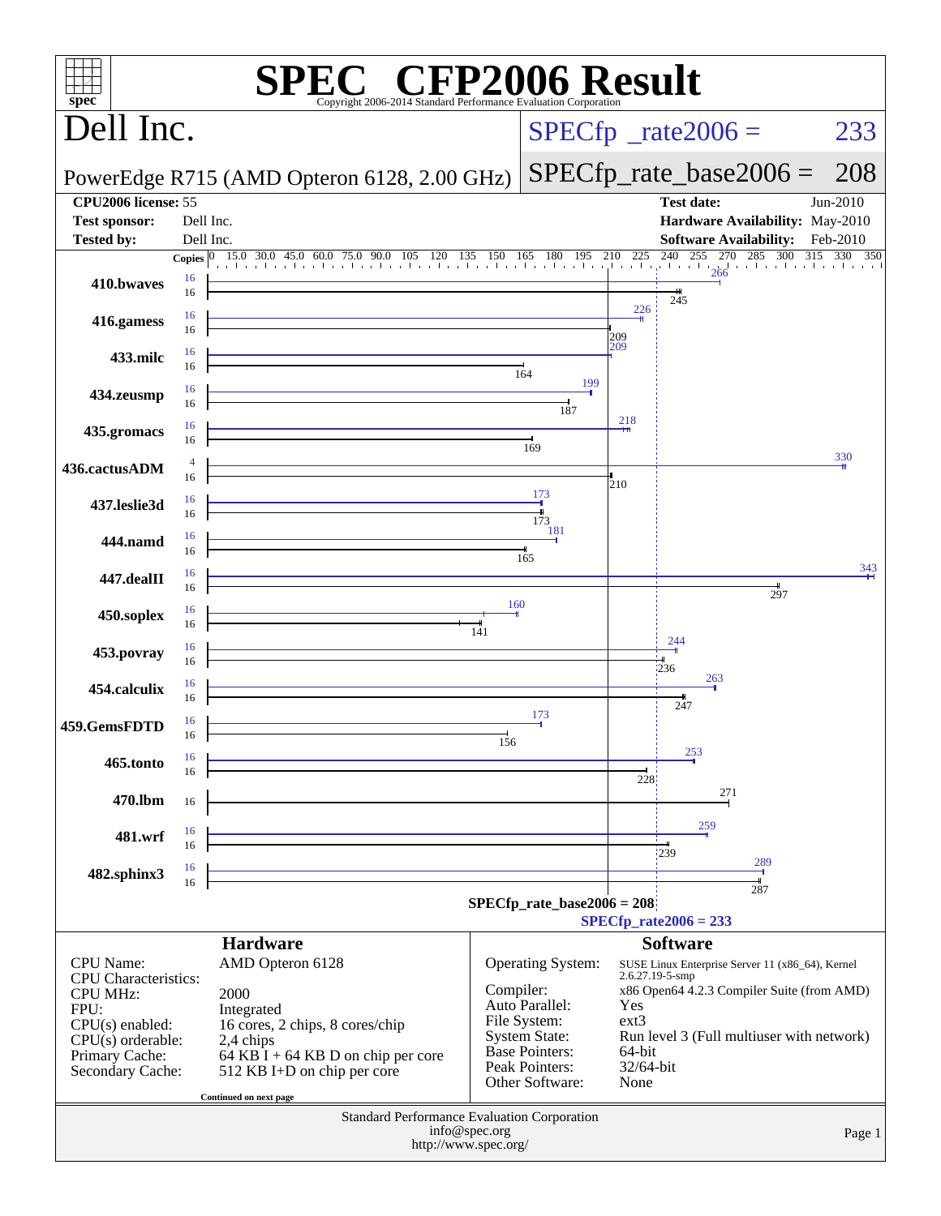# SPEC CFP2006 Result

Copyright 2006-2014 Standard Performance Evaluation Corporation

## Dell Inc.

PowerEdge R715 (AMD Opteron 6128, 2.00 GHz)

SPECfp_rate2006 = 233

SPECfp_rate_base2006 = 208

| | | | |
|---|---|---|---|
| **CPU2006 license:** | 55 | **Test date:** | Jun-2010 |
| **Test sponsor:** | Dell Inc. | **Hardware Availability:** | May-2010 |
| **Tested by:** | Dell Inc. | **Software Availability:** | Feb-2010 |

| Benchmark | Copies (peak) | Peak | Copies (base) | Base |
|---|---|---|---|---|
| 410.bwaves | 16 | 266 | 16 | 245 |
| 416.gamess | 16 | 226 | 16 | 209 |
| 433.milc | 16 | 209 | 16 | 164 |
| 434.zeusmp | 16 | 199 | 16 | 187 |
| 435.gromacs | 16 | 218 | 16 | 169 |
| 436.cactusADM | 4 | 330 | 16 | 210 |
| 437.leslie3d | 16 | 173 | 16 | 173 |
| 444.namd | 16 | 181 | 16 | 165 |
| 447.dealII | 16 | 343 | 16 | 297 |
| 450.soplex | 16 | 160 | 16 | 141 |
| 453.povray | 16 | 244 | 16 | 236 |
| 454.calculix | 16 | 263 | 16 | 247 |
| 459.GemsFDTD | 16 | 173 | 16 | 156 |
| 465.tonto | 16 | 253 | 16 | 228 |
| 470.lbm | | | 16 | 271 |
| 481.wrf | 16 | 259 | 16 | 239 |
| 482.sphinx3 | 16 | 289 | 16 | 287 |

SPECfp_rate_base2006 = 208

SPECfp_rate2006 = 233

### Hardware

| | |
|---|---|
| CPU Name: | AMD Opteron 6128 |
| CPU Characteristics: | |
| CPU MHz: | 2000 |
| FPU: | Integrated |
| CPU(s) enabled: | 16 cores, 2 chips, 8 cores/chip |
| CPU(s) orderable: | 2,4 chips |
| Primary Cache: | 64 KB I + 64 KB D on chip per core |
| Secondary Cache: | 512 KB I+D on chip per core |

Continued on next page

### Software

| | |
|---|---|
| Operating System: | SUSE Linux Enterprise Server 11 (x86_64), Kernel 2.6.27.19-5-smp |
| Compiler: | x86 Open64 4.2.3 Compiler Suite (from AMD) |
| Auto Parallel: | Yes |
| File System: | ext3 |
| System State: | Run level 3 (Full multiuser with network) |
| Base Pointers: | 64-bit |
| Peak Pointers: | 32/64-bit |
| Other Software: | None |

Standard Performance Evaluation Corporation
info@spec.org
http://www.spec.org/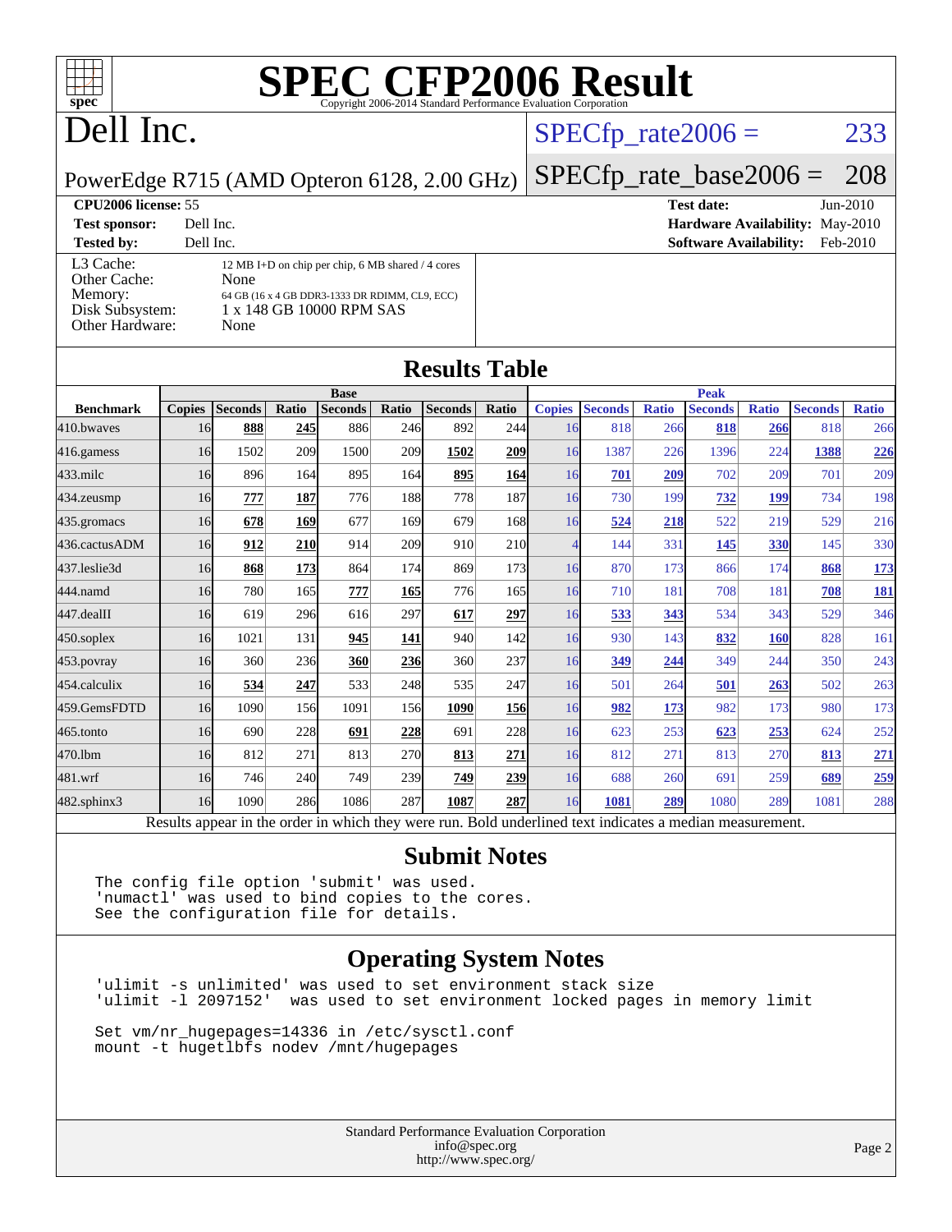# SPEC CFP2006 Result

Copyright 2006-2014 Standard Performance Evaluation Corporation

## Dell Inc.

PowerEdge R715 (AMD Opteron 6128, 2.00 GHz)

SPECfp_rate2006 = 233

SPECfp_rate_base2006 = 208

**CPU2006 license:** 55
**Test sponsor:** Dell Inc.
**Tested by:** Dell Inc.

**Test date:** Jun-2010
**Hardware Availability:** May-2010
**Software Availability:** Feb-2010

| | |
|---|---|
| L3 Cache: | 12 MB I+D on chip per chip, 6 MB shared / 4 cores |
| Other Cache: | None |
| Memory: | 64 GB (16 x 4 GB DDR3-1333 DR RDIMM, CL9, ECC) |
| Disk Subsystem: | 1 x 148 GB 10000 RPM SAS |
| Other Hardware: | None |

## Results Table

| Benchmark | Base | | | | | | | Peak | | | | | | |
|---|---|---|---|---|---|---|---|---|---|---|---|---|---|---|
| | Copies | Seconds | Ratio | Seconds | Ratio | Seconds | Ratio | Copies | Seconds | Ratio | Seconds | Ratio | Seconds | Ratio |
| 410.bwaves | 16 | **888** | **245** | 886 | 246 | 892 | 244 | 16 | 818 | 266 | **818** | **266** | 818 | 266 |
| 416.gamess | 16 | 1502 | 209 | 1500 | 209 | **1502** | **209** | 16 | 1387 | 226 | 1396 | 224 | **1388** | **226** |
| 433.milc | 16 | 896 | 164 | 895 | 164 | **895** | **164** | 16 | **701** | **209** | 702 | 209 | 701 | 209 |
| 434.zeusmp | 16 | **777** | **187** | 776 | 188 | 778 | 187 | 16 | 730 | 199 | **732** | **199** | 734 | 198 |
| 435.gromacs | 16 | **678** | **169** | 677 | 169 | 679 | 168 | 16 | **524** | **218** | 522 | 219 | 529 | 216 |
| 436.cactusADM | 16 | **912** | **210** | 914 | 209 | 910 | 210 | 4 | 144 | 331 | **145** | **330** | 145 | 330 |
| 437.leslie3d | 16 | **868** | **173** | 864 | 174 | 869 | 173 | 16 | 870 | 173 | 866 | 174 | **868** | **173** |
| 444.namd | 16 | 780 | 165 | **777** | **165** | 776 | 165 | 16 | 710 | 181 | 708 | 181 | **708** | **181** |
| 447.dealII | 16 | 619 | 296 | 616 | 297 | **617** | **297** | 16 | **533** | **343** | 534 | 343 | 529 | 346 |
| 450.soplex | 16 | 1021 | 131 | **945** | **141** | 940 | 142 | 16 | 930 | 143 | **832** | **160** | 828 | 161 |
| 453.povray | 16 | 360 | 236 | **360** | **236** | 360 | 237 | 16 | **349** | **244** | 349 | 244 | 350 | 243 |
| 454.calculix | 16 | **534** | **247** | 533 | 248 | 535 | 247 | 16 | 501 | 264 | **501** | **263** | 502 | 263 |
| 459.GemsFDTD | 16 | 1090 | 156 | 1091 | 156 | **1090** | **156** | 16 | **982** | **173** | 982 | 173 | 980 | 173 |
| 465.tonto | 16 | 690 | 228 | **691** | **228** | 691 | 228 | 16 | 623 | 253 | **623** | **253** | 624 | 252 |
| 470.lbm | 16 | 812 | 271 | 813 | 270 | **813** | **271** | 16 | 812 | 271 | 813 | 270 | **813** | **271** |
| 481.wrf | 16 | 746 | 240 | 749 | 239 | **749** | **239** | 16 | 688 | 260 | 691 | 259 | **689** | **259** |
| 482.sphinx3 | 16 | 1090 | 286 | 1086 | 287 | **1087** | **287** | 16 | **1081** | **289** | 1080 | 289 | 1081 | 288 |

Results appear in the order in which they were run. Bold underlined text indicates a median measurement.

## Submit Notes

```
The config file option 'submit' was used.
'numactl' was used to bind copies to the cores.
See the configuration file for details.
```

## Operating System Notes

```
'ulimit -s unlimited' was used to set environment stack size
'ulimit -l 2097152'  was used to set environment locked pages in memory limit

Set vm/nr_hugepages=14336 in /etc/sysctl.conf
mount -t hugetlbfs nodev /mnt/hugepages
```

Standard Performance Evaluation Corporation
info@spec.org
http://www.spec.org/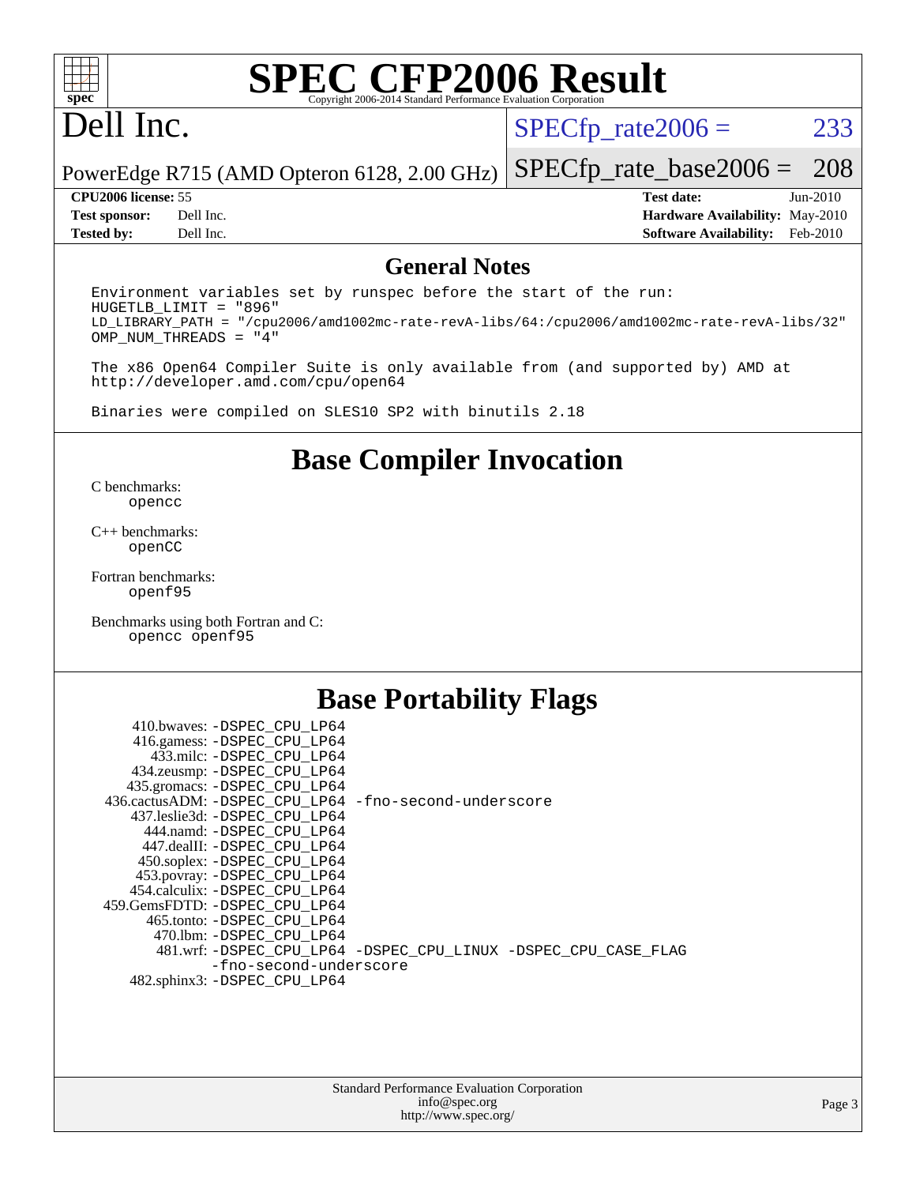# SPEC CFP2006 Result

Copyright 2006-2014 Standard Performance Evaluation Corporation

# Dell Inc.

PowerEdge R715 (AMD Opteron 6128, 2.00 GHz)

SPECfp_rate2006 = 233

SPECfp_rate_base2006 = 208

**CPU2006 license:** 55
**Test sponsor:** Dell Inc.
**Tested by:** Dell Inc.

**Test date:** Jun-2010
**Hardware Availability:** May-2010
**Software Availability:** Feb-2010

## General Notes

```
Environment variables set by runspec before the start of the run:
HUGETLB_LIMIT = "896"
LD_LIBRARY_PATH = "/cpu2006/amd1002mc-rate-revA-libs/64:/cpu2006/amd1002mc-rate-revA-libs/32"
OMP_NUM_THREADS = "4"

The x86 Open64 Compiler Suite is only available from (and supported by) AMD at
http://developer.amd.com/cpu/open64

Binaries were compiled on SLES10 SP2 with binutils 2.18
```

## Base Compiler Invocation

C benchmarks:
opencc

C++ benchmarks:
openCC

Fortran benchmarks:
openf95

Benchmarks using both Fortran and C:
opencc openf95

## Base Portability Flags

410.bwaves: -DSPEC_CPU_LP64
416.gamess: -DSPEC_CPU_LP64
433.milc: -DSPEC_CPU_LP64
434.zeusmp: -DSPEC_CPU_LP64
435.gromacs: -DSPEC_CPU_LP64
436.cactusADM: -DSPEC_CPU_LP64 -fno-second-underscore
437.leslie3d: -DSPEC_CPU_LP64
444.namd: -DSPEC_CPU_LP64
447.dealII: -DSPEC_CPU_LP64
450.soplex: -DSPEC_CPU_LP64
453.povray: -DSPEC_CPU_LP64
454.calculix: -DSPEC_CPU_LP64
459.GemsFDTD: -DSPEC_CPU_LP64
465.tonto: -DSPEC_CPU_LP64
470.lbm: -DSPEC_CPU_LP64
481.wrf: -DSPEC_CPU_LP64 -DSPEC_CPU_LINUX -DSPEC_CPU_CASE_FLAG -fno-second-underscore
482.sphinx3: -DSPEC_CPU_LP64

Standard Performance Evaluation Corporation
info@spec.org
http://www.spec.org/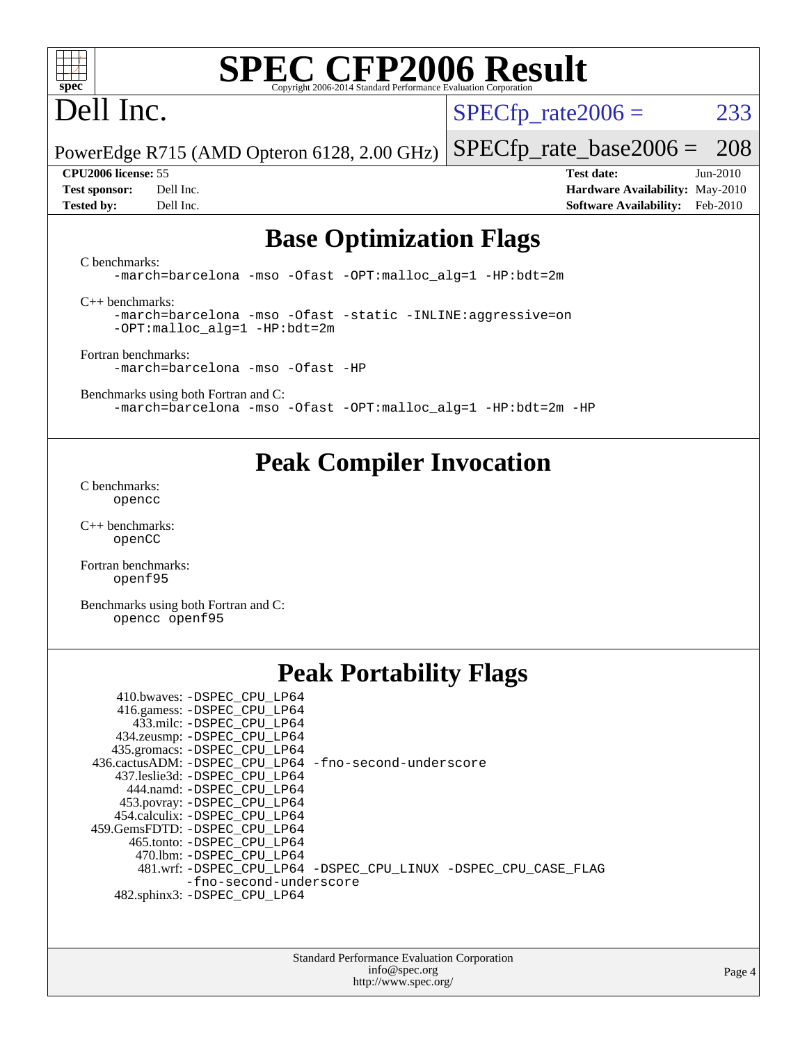# SPEC CFP2006 Result

Copyright 2006-2014 Standard Performance Evaluation Corporation

## Dell Inc.

PowerEdge R715 (AMD Opteron 6128, 2.00 GHz)

SPECfp_rate2006 = 233

SPECfp_rate_base2006 = 208

| | | | |
|---|---|---|---|
| **CPU2006 license:** | 55 | **Test date:** | Jun-2010 |
| **Test sponsor:** | Dell Inc. | **Hardware Availability:** | May-2010 |
| **Tested by:** | Dell Inc. | **Software Availability:** | Feb-2010 |

## Base Optimization Flags

C benchmarks:
```
-march=barcelona -mso -Ofast -OPT:malloc_alg=1 -HP:bdt=2m
```

C++ benchmarks:
```
-march=barcelona -mso -Ofast -static -INLINE:aggressive=on
-OPT:malloc_alg=1 -HP:bdt=2m
```

Fortran benchmarks:
```
-march=barcelona -mso -Ofast -HP
```

Benchmarks using both Fortran and C:
```
-march=barcelona -mso -Ofast -OPT:malloc_alg=1 -HP:bdt=2m -HP
```

## Peak Compiler Invocation

C benchmarks:
```
opencc
```

C++ benchmarks:
```
openCC
```

Fortran benchmarks:
```
openf95
```

Benchmarks using both Fortran and C:
```
opencc openf95
```

## Peak Portability Flags

```
    410.bwaves: -DSPEC_CPU_LP64
   416.gamess: -DSPEC_CPU_LP64
     433.milc: -DSPEC_CPU_LP64
   434.zeusmp: -DSPEC_CPU_LP64
  435.gromacs: -DSPEC_CPU_LP64
436.cactusADM: -DSPEC_CPU_LP64 -fno-second-underscore
  437.leslie3d: -DSPEC_CPU_LP64
     444.namd: -DSPEC_CPU_LP64
   453.povray: -DSPEC_CPU_LP64
  454.calculix: -DSPEC_CPU_LP64
459.GemsFDTD: -DSPEC_CPU_LP64
    465.tonto: -DSPEC_CPU_LP64
      470.lbm: -DSPEC_CPU_LP64
      481.wrf: -DSPEC_CPU_LP64 -DSPEC_CPU_LINUX -DSPEC_CPU_CASE_FLAG
               -fno-second-underscore
  482.sphinx3: -DSPEC_CPU_LP64
```

Standard Performance Evaluation Corporation
info@spec.org
http://www.spec.org/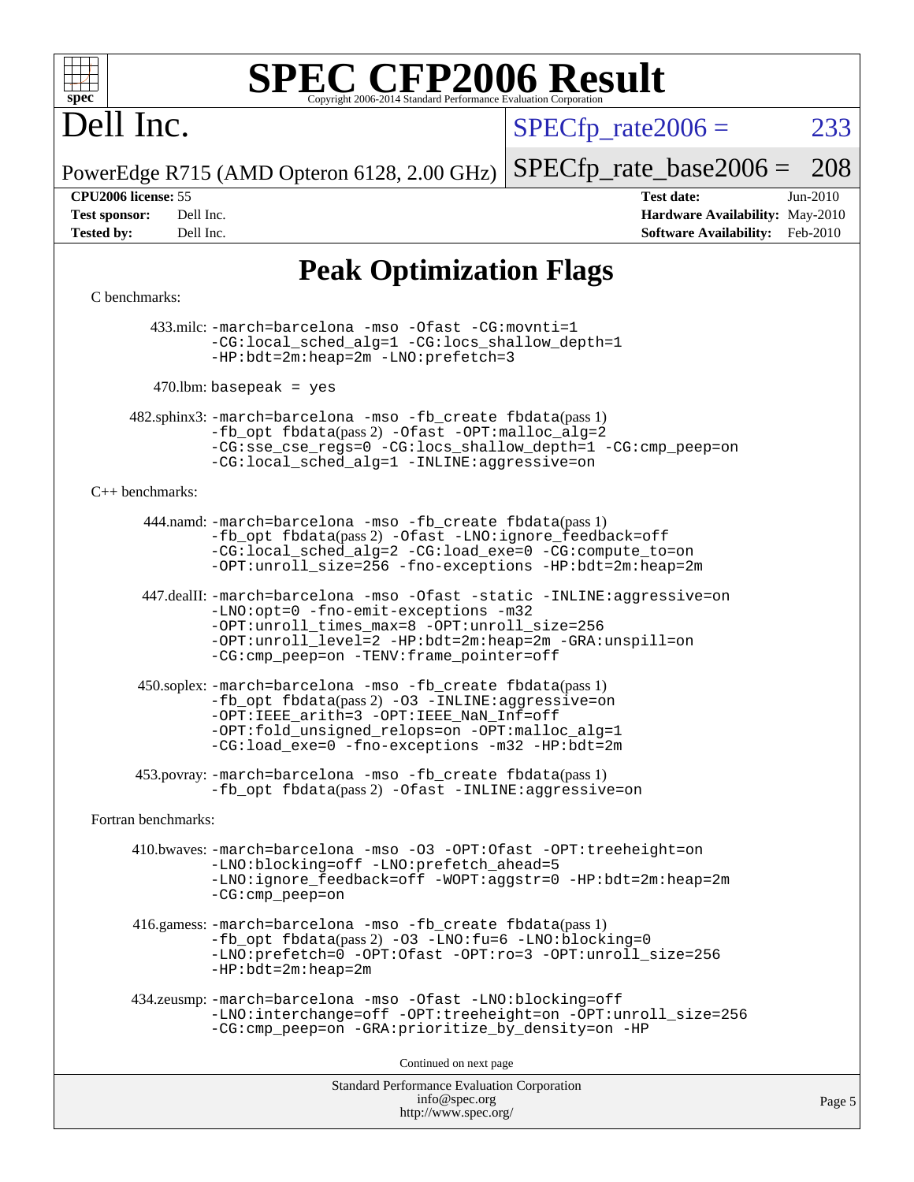# SPEC CFP2006 Result

Copyright 2006-2014 Standard Performance Evaluation Corporation

## Dell Inc.

PowerEdge R715 (AMD Opteron 6128, 2.00 GHz)

SPECfp_rate2006 = 233

SPECfp_rate_base2006 = 208

**CPU2006 license:** 55
**Test sponsor:** Dell Inc.
**Tested by:** Dell Inc.

**Test date:** Jun-2010
**Hardware Availability:** May-2010
**Software Availability:** Feb-2010

## Peak Optimization Flags

C benchmarks:

433.milc: -march=barcelona -mso -Ofast -CG:movnti=1 -CG:local_sched_alg=1 -CG:locs_shallow_depth=1 -HP:bdt=2m:heap=2m -LNO:prefetch=3

470.lbm: basepeak = yes

482.sphinx3: -march=barcelona -mso -fb_create fbdata(pass 1) -fb_opt fbdata(pass 2) -Ofast -OPT:malloc_alg=2 -CG:sse_cse_regs=0 -CG:locs_shallow_depth=1 -CG:cmp_peep=on -CG:local_sched_alg=1 -INLINE:aggressive=on

C++ benchmarks:

444.namd: -march=barcelona -mso -fb_create fbdata(pass 1) -fb_opt fbdata(pass 2) -Ofast -LNO:ignore_feedback=off -CG:local_sched_alg=2 -CG:load_exe=0 -CG:compute_to=on -OPT:unroll_size=256 -fno-exceptions -HP:bdt=2m:heap=2m

447.dealII: -march=barcelona -mso -Ofast -static -INLINE:aggressive=on -LNO:opt=0 -fno-emit-exceptions -m32 -OPT:unroll_times_max=8 -OPT:unroll_size=256 -OPT:unroll_level=2 -HP:bdt=2m:heap=2m -GRA:unspill=on -CG:cmp_peep=on -TENV:frame_pointer=off

450.soplex: -march=barcelona -mso -fb_create fbdata(pass 1) -fb_opt fbdata(pass 2) -O3 -INLINE:aggressive=on -OPT:IEEE_arith=3 -OPT:IEEE_NaN_Inf=off -OPT:fold_unsigned_relops=on -OPT:malloc_alg=1 -CG:load_exe=0 -fno-exceptions -m32 -HP:bdt=2m

453.povray: -march=barcelona -mso -fb_create fbdata(pass 1) -fb_opt fbdata(pass 2) -Ofast -INLINE:aggressive=on

Fortran benchmarks:

410.bwaves: -march=barcelona -mso -O3 -OPT:Ofast -OPT:treeheight=on -LNO:blocking=off -LNO:prefetch_ahead=5 -LNO:ignore_feedback=off -WOPT:aggstr=0 -HP:bdt=2m:heap=2m -CG:cmp_peep=on

416.gamess: -march=barcelona -mso -fb_create fbdata(pass 1) -fb_opt fbdata(pass 2) -O3 -LNO:fu=6 -LNO:blocking=0 -LNO:prefetch=0 -OPT:Ofast -OPT:ro=3 -OPT:unroll_size=256 -HP:bdt=2m:heap=2m

434.zeusmp: -march=barcelona -mso -Ofast -LNO:blocking=off -LNO:interchange=off -OPT:treeheight=on -OPT:unroll_size=256 -CG:cmp_peep=on -GRA:prioritize_by_density=on -HP

Continued on next page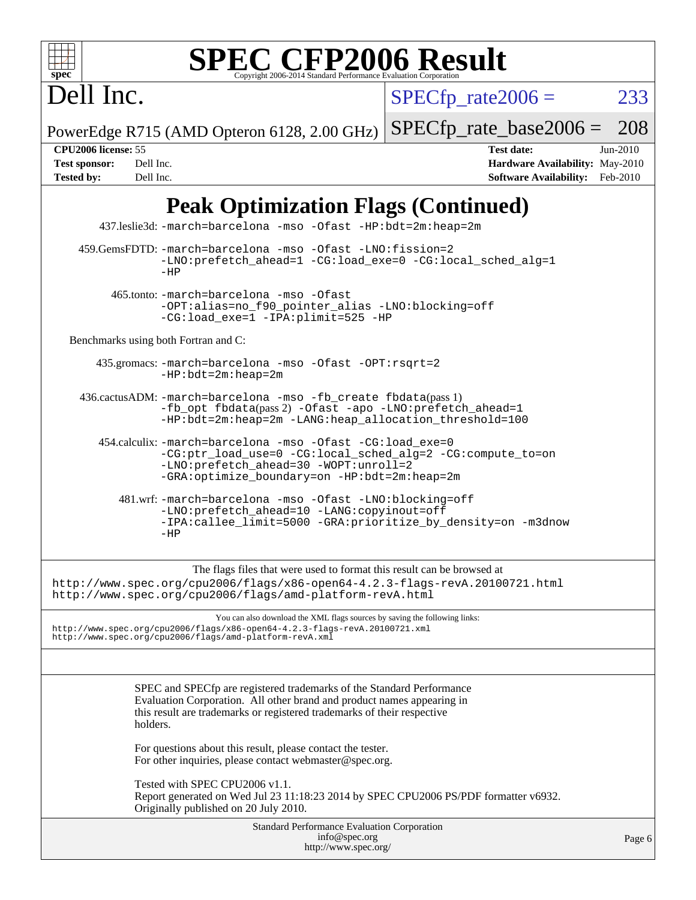# SPEC CFP2006 Result

Copyright 2006-2014 Standard Performance Evaluation Corporation

Dell Inc.

PowerEdge R715 (AMD Opteron 6128, 2.00 GHz)

SPECfp_rate2006 = 233

SPECfp_rate_base2006 = 208

**CPU2006 license:** 55 | **Test date:** Jun-2010
**Test sponsor:** Dell Inc. | **Hardware Availability:** May-2010
**Tested by:** Dell Inc. | **Software Availability:** Feb-2010

## Peak Optimization Flags (Continued)

437.leslie3d: -march=barcelona -mso -Ofast -HP:bdt=2m:heap=2m

459.GemsFDTD: -march=barcelona -mso -Ofast -LNO:fission=2 -LNO:prefetch_ahead=1 -CG:load_exe=0 -CG:local_sched_alg=1 -HP

465.tonto: -march=barcelona -mso -Ofast -OPT:alias=no_f90_pointer_alias -LNO:blocking=off -CG:load_exe=1 -IPA:plimit=525 -HP

Benchmarks using both Fortran and C:

435.gromacs: -march=barcelona -mso -Ofast -OPT:rsqrt=2 -HP:bdt=2m:heap=2m

436.cactusADM: -march=barcelona -mso -fb_create fbdata(pass 1) -fb_opt fbdata(pass 2) -Ofast -apo -LNO:prefetch_ahead=1 -HP:bdt=2m:heap=2m -LANG:heap_allocation_threshold=100

454.calculix: -march=barcelona -mso -Ofast -CG:load_exe=0 -CG:ptr_load_use=0 -CG:local_sched_alg=2 -CG:compute_to=on -LNO:prefetch_ahead=30 -WOPT:unroll=2 -GRA:optimize_boundary=on -HP:bdt=2m:heap=2m

481.wrf: -march=barcelona -mso -Ofast -LNO:blocking=off -LNO:prefetch_ahead=10 -LANG:copyinout=off -IPA:callee_limit=5000 -GRA:prioritize_by_density=on -m3dnow -HP

The flags files that were used to format this result can be browsed at
http://www.spec.org/cpu2006/flags/x86-open64-4.2.3-flags-revA.20100721.html
http://www.spec.org/cpu2006/flags/amd-platform-revA.html

You can also download the XML flags sources by saving the following links:
http://www.spec.org/cpu2006/flags/x86-open64-4.2.3-flags-revA.20100721.xml
http://www.spec.org/cpu2006/flags/amd-platform-revA.xml

SPEC and SPECfp are registered trademarks of the Standard Performance Evaluation Corporation. All other brand and product names appearing in this result are trademarks or registered trademarks of their respective holders.

For questions about this result, please contact the tester.
For other inquiries, please contact webmaster@spec.org.

Tested with SPEC CPU2006 v1.1.
Report generated on Wed Jul 23 11:18:23 2014 by SPEC CPU2006 PS/PDF formatter v6932.
Originally published on 20 July 2010.

Standard Performance Evaluation Corporation
info@spec.org
http://www.spec.org/